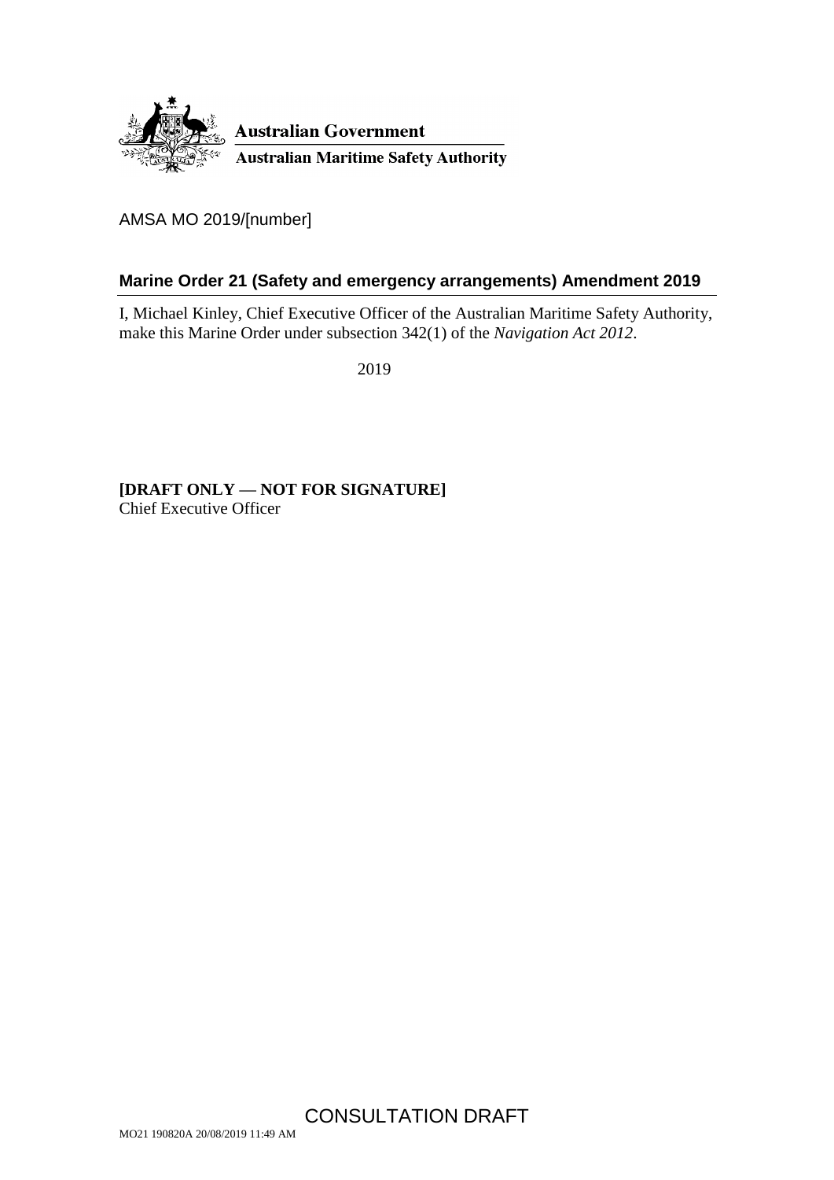Australian Government

Australian Maritime Safety Authority

AMSA MO 2019/[number]

## Marine Order 21 (Safety and emergency arrangements) Amendment 2019

I, Michael Kinley, Chief Executive Officer of the Australian Maritime Safety Authority, make this Marine Order under subsection 342(1) of the *Navigation Act 2012*.

2019

**[DRAFT ONLY — NOT FOR SIGNATURE]**
Chief Executive Officer

CONSULTATION DRAFT

MO21 190820A 20/08/2019 11:49 AM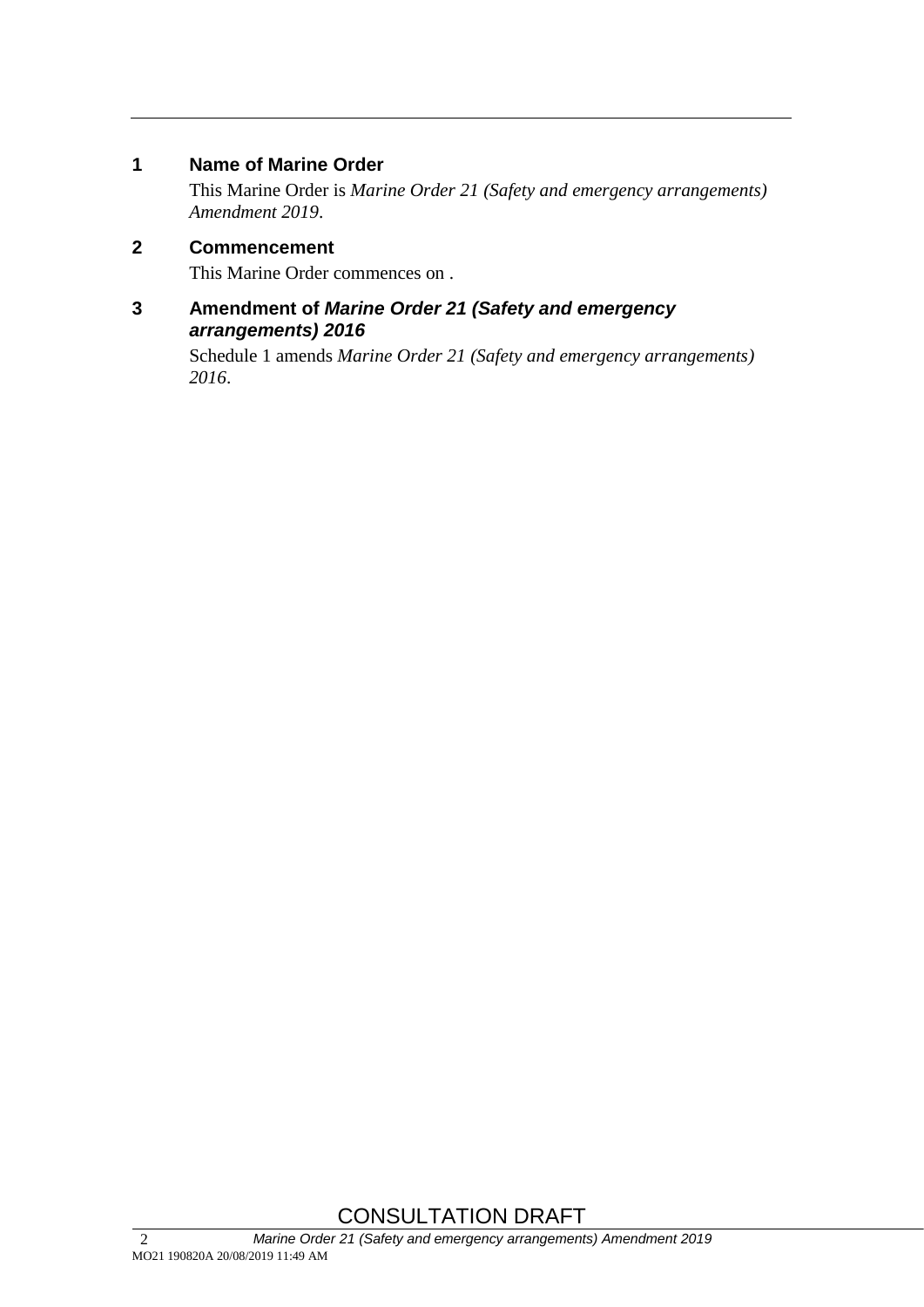## 1 Name of Marine Order

This Marine Order is *Marine Order 21 (Safety and emergency arrangements) Amendment 2019*.

## 2 Commencement

This Marine Order commences on .

## 3 Amendment of *Marine Order 21 (Safety and emergency arrangements) 2016*

Schedule 1 amends *Marine Order 21 (Safety and emergency arrangements) 2016*.

CONSULTATION DRAFT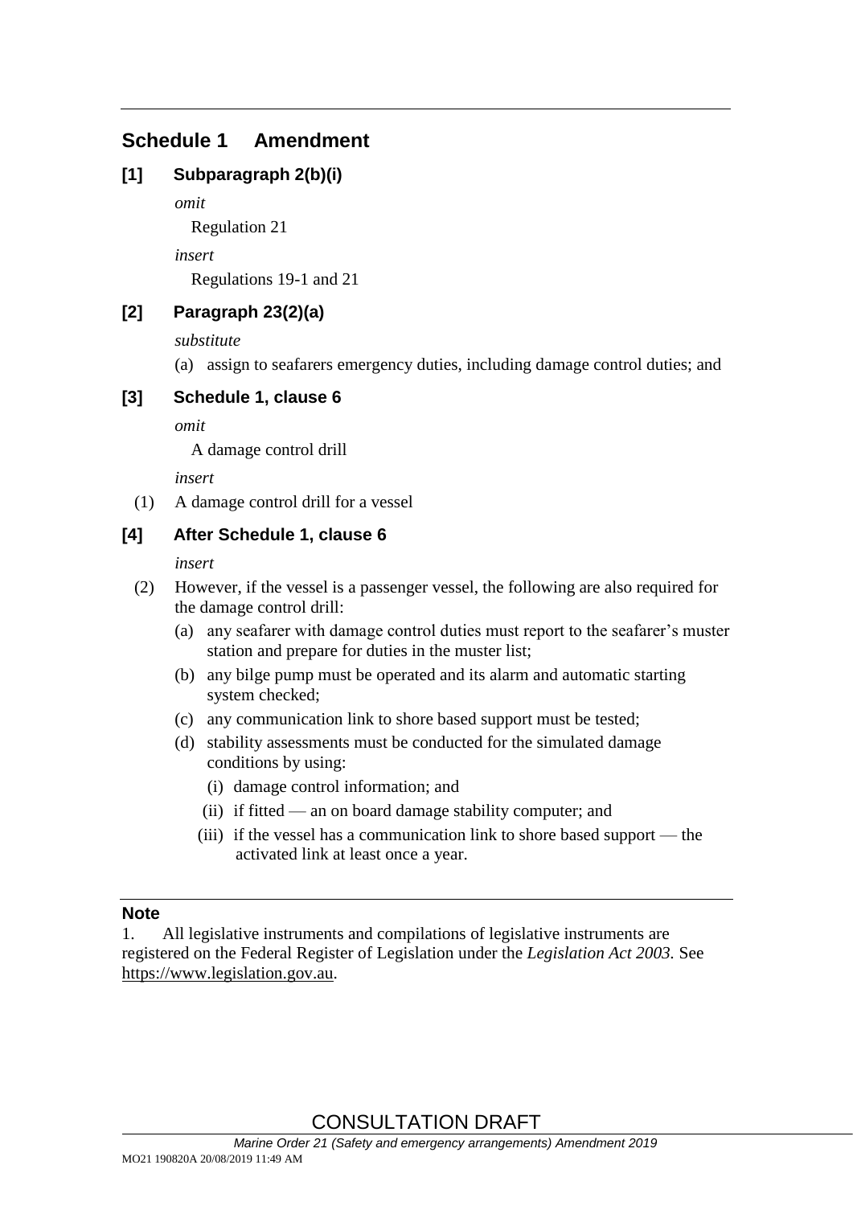## Schedule 1 Amendment

### [1] Subparagraph 2(b)(i)

*omit*

Regulation 21

*insert*

Regulations 19-1 and 21

### [2] Paragraph 23(2)(a)

*substitute*

(a) assign to seafarers emergency duties, including damage control duties; and

### [3] Schedule 1, clause 6

*omit*

A damage control drill

*insert*

(1) A damage control drill for a vessel

### [4] After Schedule 1, clause 6

*insert*

(2) However, if the vessel is a passenger vessel, the following are also required for the damage control drill:

(a) any seafarer with damage control duties must report to the seafarer's muster station and prepare for duties in the muster list;

(b) any bilge pump must be operated and its alarm and automatic starting system checked;

(c) any communication link to shore based support must be tested;

(d) stability assessments must be conducted for the simulated damage conditions by using:

(i) damage control information; and

(ii) if fitted — an on board damage stability computer; and

(iii) if the vessel has a communication link to shore based support — the activated link at least once a year.

---

**Note**

1. All legislative instruments and compilations of legislative instruments are registered on the Federal Register of Legislation under the *Legislation Act 2003.* See https://www.legislation.gov.au.